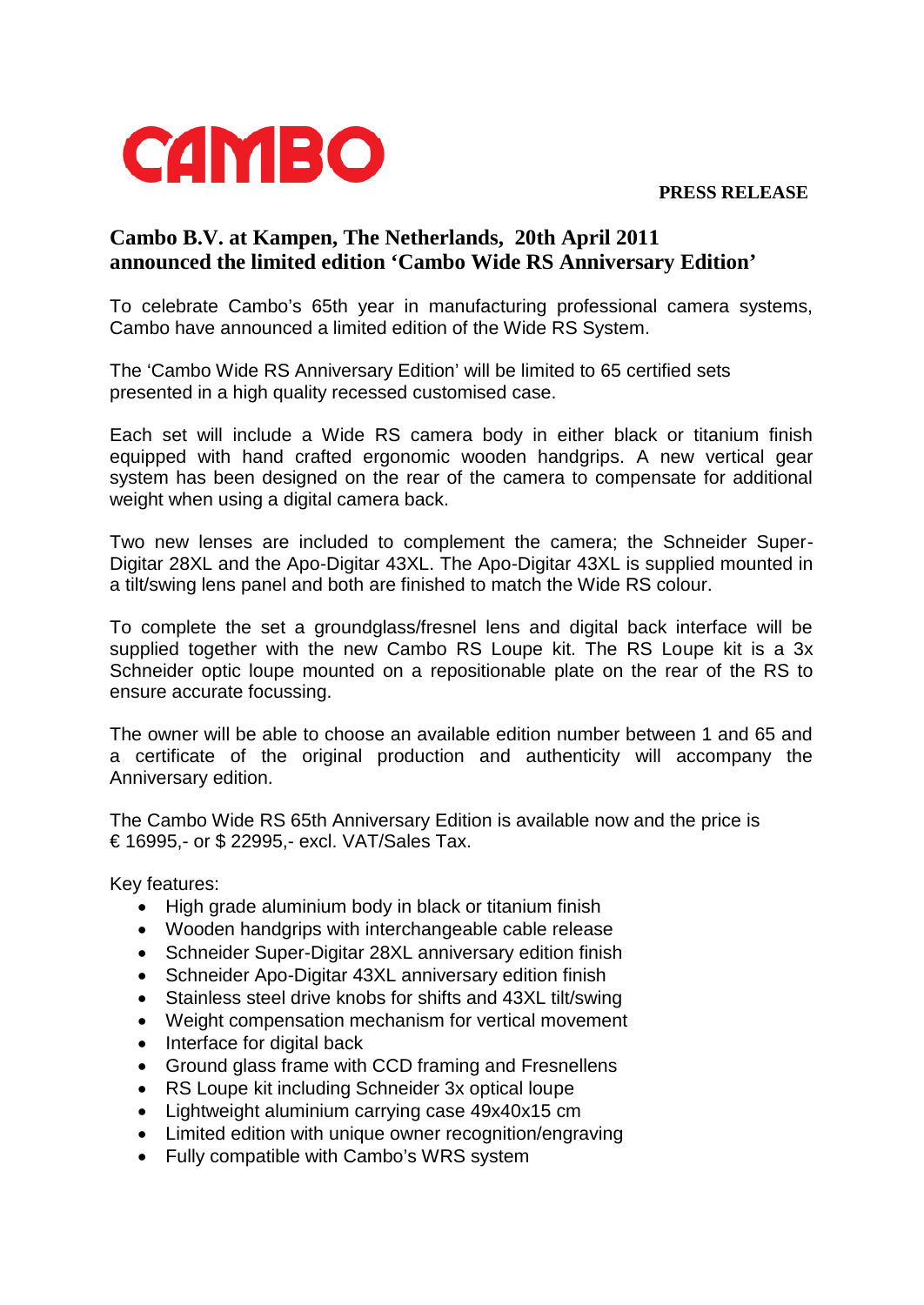# CAMBO

**PRESS RELEASE**

## Cambo B.V. at Kampen, The Netherlands, 20th April 2011 announced the limited edition 'Cambo Wide RS Anniversary Edition'

To celebrate Cambo's 65th year in manufacturing professional camera systems, Cambo have announced a limited edition of the Wide RS System.

The 'Cambo Wide RS Anniversary Edition' will be limited to 65 certified sets presented in a high quality recessed customised case.

Each set will include a Wide RS camera body in either black or titanium finish equipped with hand crafted ergonomic wooden handgrips. A new vertical gear system has been designed on the rear of the camera to compensate for additional weight when using a digital camera back.

Two new lenses are included to complement the camera; the Schneider Super-Digitar 28XL and the Apo-Digitar 43XL. The Apo-Digitar 43XL is supplied mounted in a tilt/swing lens panel and both are finished to match the Wide RS colour.

To complete the set a groundglass/fresnel lens and digital back interface will be supplied together with the new Cambo RS Loupe kit. The RS Loupe kit is a 3x Schneider optic loupe mounted on a repositionable plate on the rear of the RS to ensure accurate focussing.

The owner will be able to choose an available edition number between 1 and 65 and a certificate of the original production and authenticity will accompany the Anniversary edition.

The Cambo Wide RS 65th Anniversary Edition is available now and the price is € 16995,- or $ 22995,- excl. VAT/Sales Tax.

Key features:

- High grade aluminium body in black or titanium finish
- Wooden handgrips with interchangeable cable release
- Schneider Super-Digitar 28XL anniversary edition finish
- Schneider Apo-Digitar 43XL anniversary edition finish
- Stainless steel drive knobs for shifts and 43XL tilt/swing
- Weight compensation mechanism for vertical movement
- Interface for digital back
- Ground glass frame with CCD framing and Fresnellens
- RS Loupe kit including Schneider 3x optical loupe
- Lightweight aluminium carrying case 49x40x15 cm
- Limited edition with unique owner recognition/engraving
- Fully compatible with Cambo's WRS system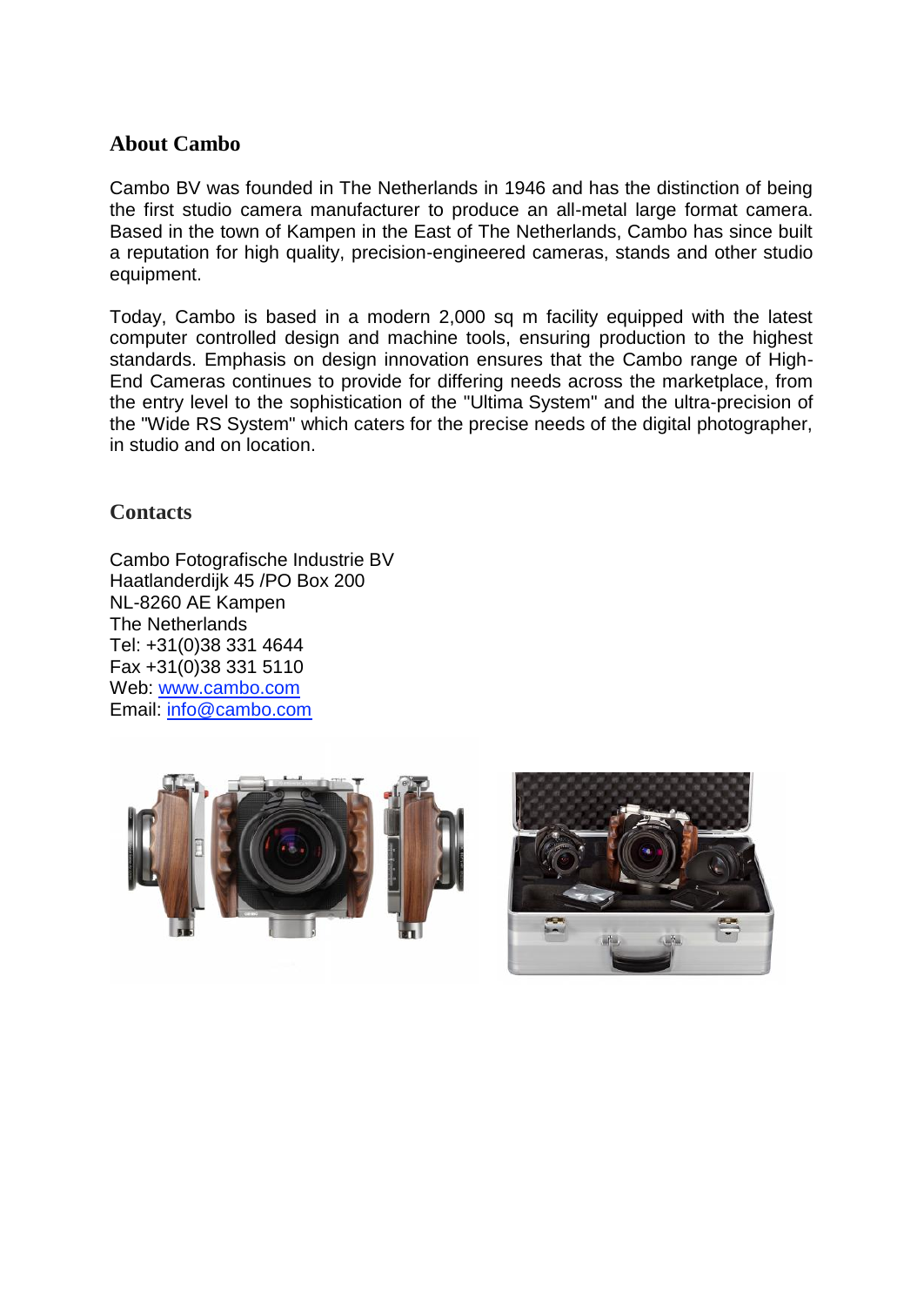## About Cambo

Cambo BV was founded in The Netherlands in 1946 and has the distinction of being the first studio camera manufacturer to produce an all-metal large format camera. Based in the town of Kampen in the East of The Netherlands, Cambo has since built a reputation for high quality, precision-engineered cameras, stands and other studio equipment.

Today, Cambo is based in a modern 2,000 sq m facility equipped with the latest computer controlled design and machine tools, ensuring production to the highest standards. Emphasis on design innovation ensures that the Cambo range of High-End Cameras continues to provide for differing needs across the marketplace, from the entry level to the sophistication of the "Ultima System" and the ultra-precision of the "Wide RS System" which caters for the precise needs of the digital photographer, in studio and on location.

## Contacts

Cambo Fotografische Industrie BV
Haatlanderdijk 45 /PO Box 200
NL-8260 AE Kampen
The Netherlands
Tel: +31(0)38 331 4644
Fax +31(0)38 331 5110
Web: www.cambo.com
Email: info@cambo.com